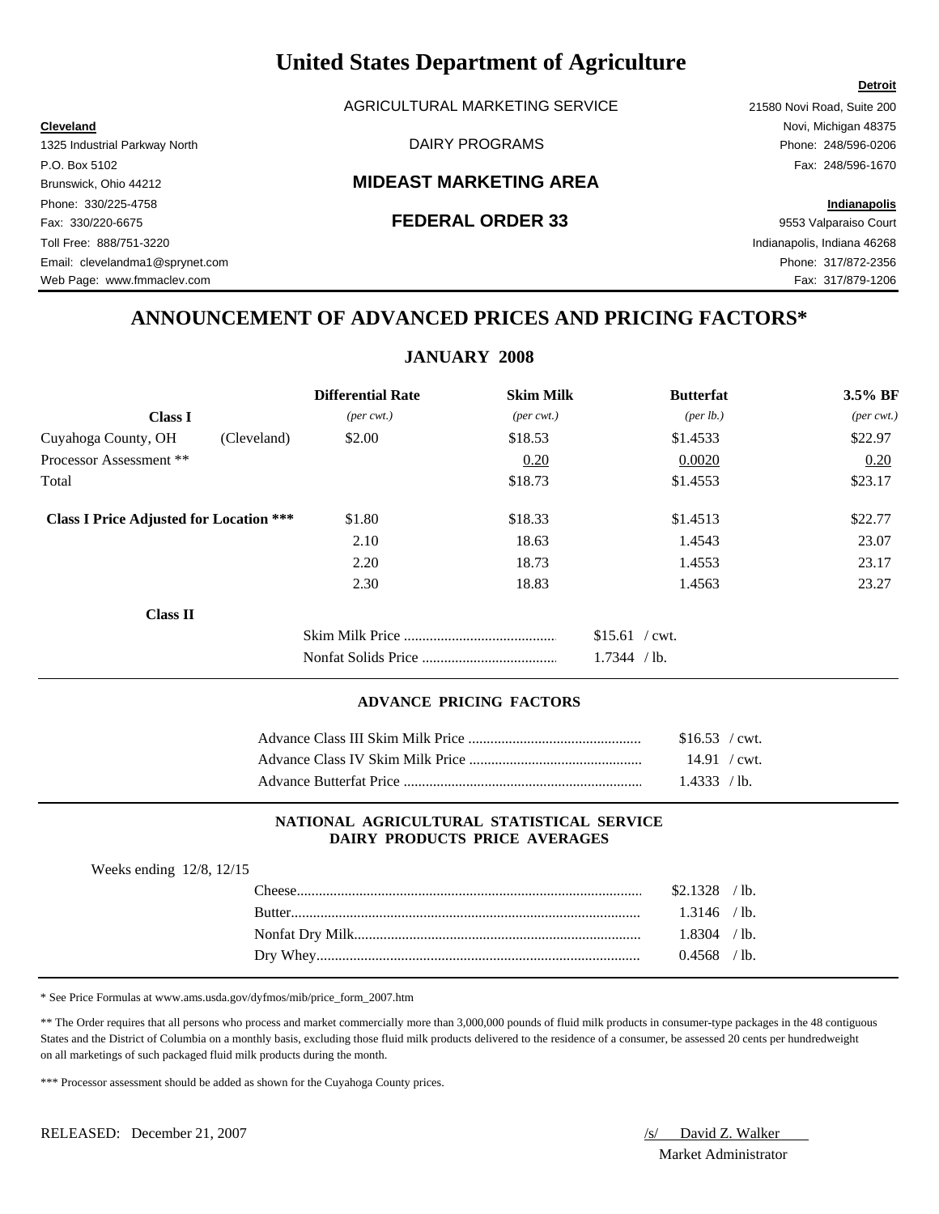# United States Department of Agriculture

AGRICULTURAL MARKETING SERVICE

DAIRY PROGRAMS

## MIDEAST MARKETING AREA

## FEDERAL ORDER 33

**Cleveland**
1325 Industrial Parkway North
P.O. Box 5102
Brunswick, Ohio 44212
Phone: 330/225-4758
Fax: 330/220-6675
Toll Free: 888/751-3220
Email: clevelandma1@sprynet.com
Web Page: www.fmmaclev.com

**Detroit**
21580 Novi Road, Suite 200
Novi, Michigan 48375
Phone: 248/596-0206
Fax: 248/596-1670

**Indianapolis**
9553 Valparaiso Court
Indianapolis, Indiana 46268
Phone: 317/872-2356
Fax: 317/879-1206

## ANNOUNCEMENT OF ADVANCED PRICES AND PRICING FACTORS*

### JANUARY 2008

| **Class I** | | **Differential Rate** *(per cwt.)* | **Skim Milk** *(per cwt.)* | **Butterfat** *(per lb.)* | **3.5% BF** *(per cwt.)* |
|---|---|---|---|---|---|
| Cuyahoga County, OH | (Cleveland) | $2.00 | $18.53 | $1.4533 | $22.97 |
| Processor Assessment ** | | | 0.20 | 0.0020 | 0.20 |
| Total | | | $18.73 | $1.4553 | $23.17 |
| **Class I Price Adjusted for Location *** ** | | $1.80 | $18.33 | $1.4513 | $22.77 |
| | | 2.10 | 18.63 | 1.4543 | 23.07 |
| | | 2.20 | 18.73 | 1.4553 | 23.17 |
| | | 2.30 | 18.83 | 1.4563 | 23.27 |

**Class II**

| | |
|---|---|
| Skim Milk Price | $15.61 / cwt. |
| Nonfat Solids Price | 1.7344 / lb. |

### ADVANCE PRICING FACTORS

| | |
|---|---|
| Advance Class III Skim Milk Price | $16.53 / cwt. |
| Advance Class IV Skim Milk Price | 14.91 / cwt. |
| Advance Butterfat Price | 1.4333 / lb. |

### NATIONAL AGRICULTURAL STATISTICAL SERVICE DAIRY PRODUCTS PRICE AVERAGES

Weeks ending 12/8, 12/15

| | |
|---|---|
| Cheese | $2.1328 / lb. |
| Butter | 1.3146 / lb. |
| Nonfat Dry Milk | 1.8304 / lb. |
| Dry Whey | 0.4568 / lb. |

\* See Price Formulas at www.ams.usda.gov/dyfmos/mib/price_form_2007.htm

** The Order requires that all persons who process and market commercially more than 3,000,000 pounds of fluid milk products in consumer-type packages in the 48 contiguous States and the District of Columbia on a monthly basis, excluding those fluid milk products delivered to the residence of a consumer, be assessed 20 cents per hundredweight on all marketings of such packaged fluid milk products during the month.

*** Processor assessment should be added as shown for the Cuyahoga County prices.

RELEASED: December 21, 2007

/s/ David Z. Walker
Market Administrator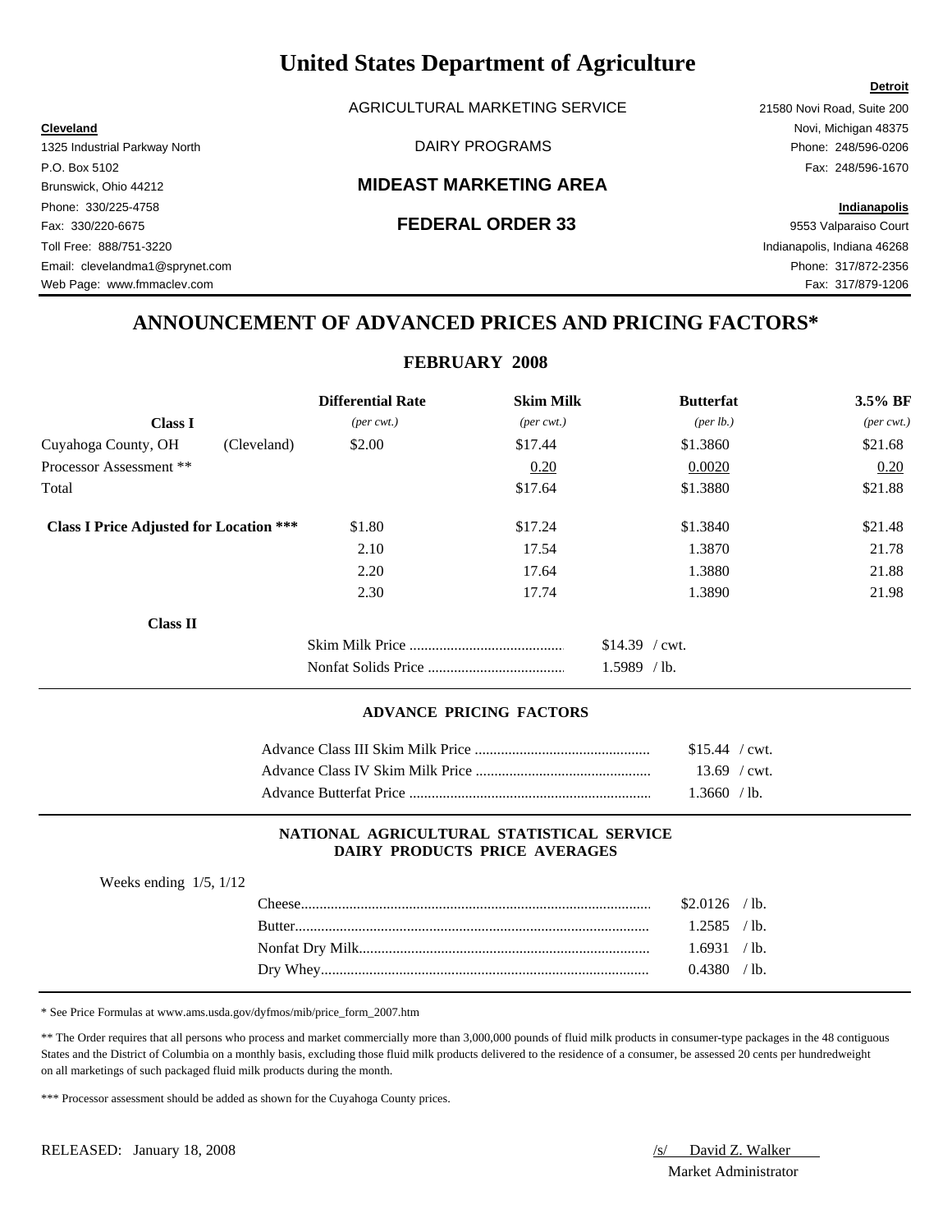# United States Department of Agriculture

AGRICULTURAL MARKETING SERVICE

DAIRY PROGRAMS

## MIDEAST MARKETING AREA

## FEDERAL ORDER 33

**Cleveland**
1325 Industrial Parkway North
P.O. Box 5102
Brunswick, Ohio 44212
Phone: 330/225-4758
Fax: 330/220-6675
Toll Free: 888/751-3220
Email: clevelandma1@sprynet.com
Web Page: www.fmmaclev.com

**Detroit**
21580 Novi Road, Suite 200
Novi, Michigan 48375
Phone: 248/596-0206
Fax: 248/596-1670

**Indianapolis**
9553 Valparaiso Court
Indianapolis, Indiana 46268
Phone: 317/872-2356
Fax: 317/879-1206

## ANNOUNCEMENT OF ADVANCED PRICES AND PRICING FACTORS*

### FEBRUARY 2008

| **Class I** | | **Differential Rate** *(per cwt.)* | **Skim Milk** *(per cwt.)* | **Butterfat** *(per lb.)* | **3.5% BF** *(per cwt.)* |
|---|---|---|---|---|---|
| Cuyahoga County, OH | (Cleveland) | $2.00 | $17.44 | $1.3860 | $21.68 |
| Processor Assessment ** | | | 0.20 | 0.0020 | 0.20 |
| Total | | | $17.64 | $1.3880 | $21.88 |
| **Class I Price Adjusted for Location ***** | | $1.80 | $17.24 | $1.3840 | $21.48 |
| | | 2.10 | 17.54 | 1.3870 | 21.78 |
| | | 2.20 | 17.64 | 1.3880 | 21.88 |
| | | 2.30 | 17.74 | 1.3890 | 21.98 |

**Class II**

| | |
|---|---|
| Skim Milk Price | $14.39 / cwt. |
| Nonfat Solids Price | 1.5989 / lb. |

### ADVANCE PRICING FACTORS

| | |
|---|---|
| Advance Class III Skim Milk Price | $15.44 / cwt. |
| Advance Class IV Skim Milk Price | 13.69 / cwt. |
| Advance Butterfat Price | 1.3660 / lb. |

### NATIONAL AGRICULTURAL STATISTICAL SERVICE DAIRY PRODUCTS PRICE AVERAGES

Weeks ending 1/5, 1/12

| | |
|---|---|
| Cheese | $2.0126 / lb. |
| Butter | 1.2585 / lb. |
| Nonfat Dry Milk | 1.6931 / lb. |
| Dry Whey | 0.4380 / lb. |

* See Price Formulas at www.ams.usda.gov/dyfmos/mib/price_form_2007.htm

** The Order requires that all persons who process and market commercially more than 3,000,000 pounds of fluid milk products in consumer-type packages in the 48 contiguous States and the District of Columbia on a monthly basis, excluding those fluid milk products delivered to the residence of a consumer, be assessed 20 cents per hundredweight on all marketings of such packaged fluid milk products during the month.

*** Processor assessment should be added as shown for the Cuyahoga County prices.

RELEASED: January 18, 2008

/s/ David Z. Walker
Market Administrator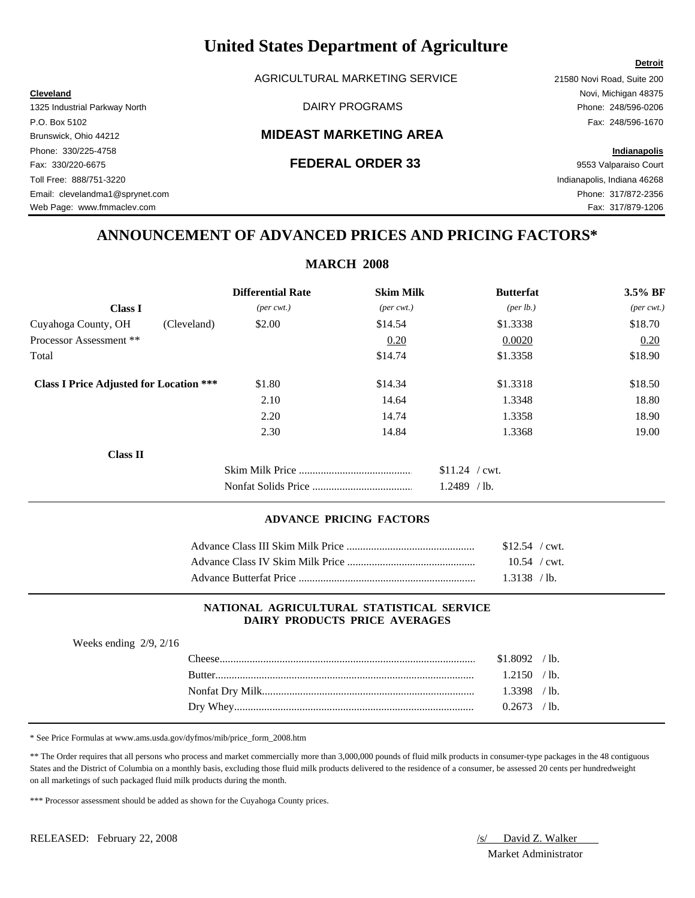# United States Department of Agriculture

AGRICULTURAL MARKETING SERVICE

DAIRY PROGRAMS

## MIDEAST MARKETING AREA

## FEDERAL ORDER 33

**Cleveland**
1325 Industrial Parkway North
P.O. Box 5102
Brunswick, Ohio 44212
Phone: 330/225-4758
Fax: 330/220-6675
Toll Free: 888/751-3220
Email: clevelandma1@sprynet.com
Web Page: www.fmmaclev.com

**Detroit**
21580 Novi Road, Suite 200
Novi, Michigan 48375
Phone: 248/596-0206
Fax: 248/596-1670

**Indianapolis**
9553 Valparaiso Court
Indianapolis, Indiana 46268
Phone: 317/872-2356
Fax: 317/879-1206

## ANNOUNCEMENT OF ADVANCED PRICES AND PRICING FACTORS*

### MARCH 2008

| Class I | | Differential Rate *(per cwt.)* | Skim Milk *(per cwt.)* | Butterfat *(per lb.)* | 3.5% BF *(per cwt.)* |
|---|---|---|---|---|---|
| Cuyahoga County, OH | (Cleveland) | $2.00 | $14.54 | $1.3338 | $18.70 |
| Processor Assessment ** | | | 0.20 | 0.0020 | 0.20 |
| Total | | | $14.74 | $1.3358 | $18.90 |
| **Class I Price Adjusted for Location *** ** | | $1.80 | $14.34 | $1.3318 | $18.50 |
| | | 2.10 | 14.64 | 1.3348 | 18.80 |
| | | 2.20 | 14.74 | 1.3358 | 18.90 |
| | | 2.30 | 14.84 | 1.3368 | 19.00 |

**Class II**

| | |
|---|---|
| Skim Milk Price | $11.24 / cwt. |
| Nonfat Solids Price | 1.2489 / lb. |

### ADVANCE PRICING FACTORS

| | |
|---|---|
| Advance Class III Skim Milk Price | $12.54 / cwt. |
| Advance Class IV Skim Milk Price | 10.54 / cwt. |
| Advance Butterfat Price | 1.3138 / lb. |

### NATIONAL AGRICULTURAL STATISTICAL SERVICE DAIRY PRODUCTS PRICE AVERAGES

Weeks ending 2/9, 2/16

| | |
|---|---|
| Cheese | $1.8092 / lb. |
| Butter | 1.2150 / lb. |
| Nonfat Dry Milk | 1.3398 / lb. |
| Dry Whey | 0.2673 / lb. |

* See Price Formulas at www.ams.usda.gov/dyfmos/mib/price_form_2008.htm

** The Order requires that all persons who process and market commercially more than 3,000,000 pounds of fluid milk products in consumer-type packages in the 48 contiguous States and the District of Columbia on a monthly basis, excluding those fluid milk products delivered to the residence of a consumer, be assessed 20 cents per hundredweight on all marketings of such packaged fluid milk products during the month.

*** Processor assessment should be added as shown for the Cuyahoga County prices.

RELEASED: February 22, 2008

/s/ David Z. Walker
Market Administrator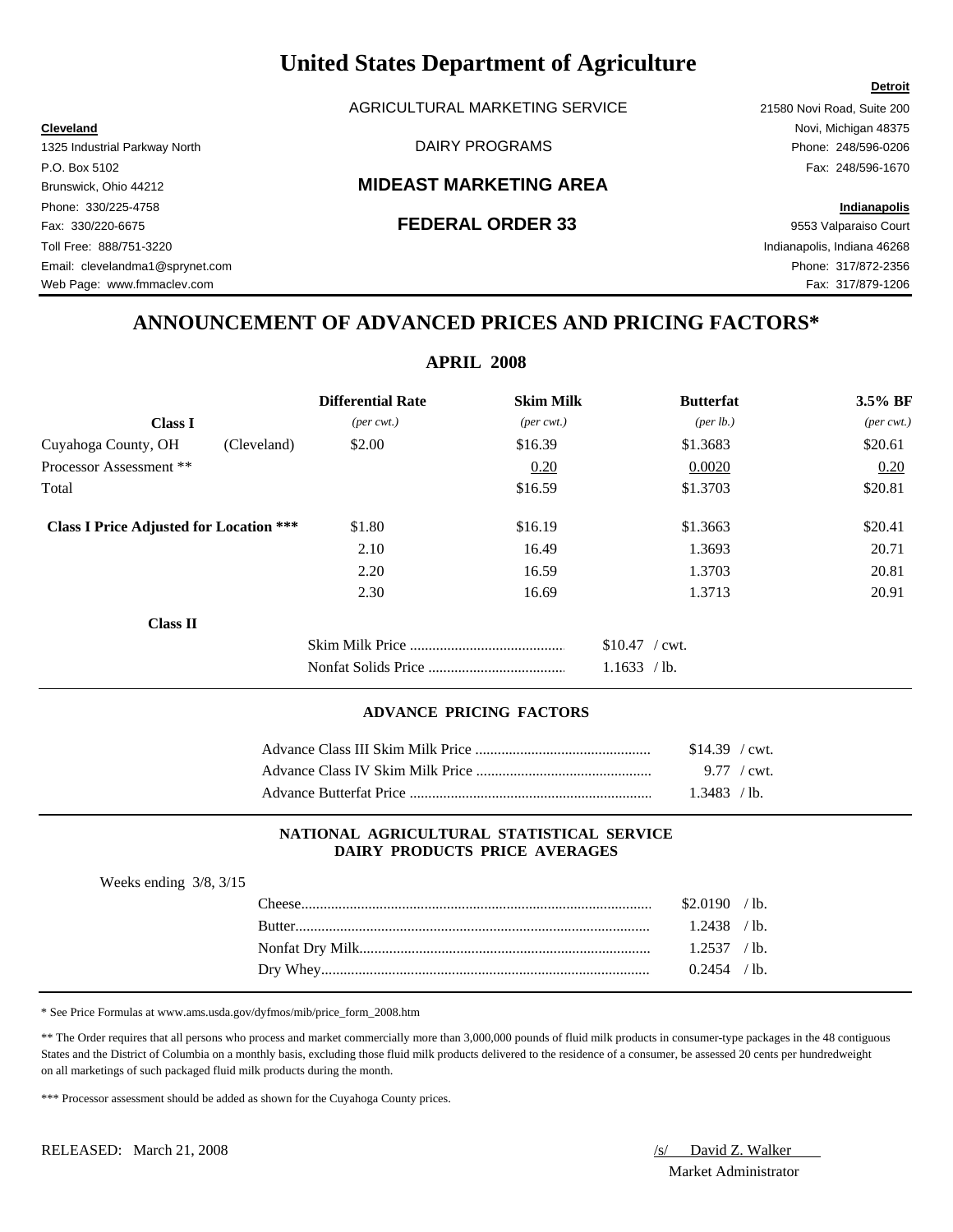# United States Department of Agriculture

AGRICULTURAL MARKETING SERVICE

DAIRY PROGRAMS

## MIDEAST MARKETING AREA

## FEDERAL ORDER 33

**Cleveland**
1325 Industrial Parkway North
P.O. Box 5102
Brunswick, Ohio 44212
Phone: 330/225-4758
Fax: 330/220-6675
Toll Free: 888/751-3220
Email: clevelandma1@sprynet.com
Web Page: www.fmmaclev.com

**Detroit**
21580 Novi Road, Suite 200
Novi, Michigan 48375
Phone: 248/596-0206
Fax: 248/596-1670

**Indianapolis**
9553 Valparaiso Court
Indianapolis, Indiana 46268
Phone: 317/872-2356
Fax: 317/879-1206

## ANNOUNCEMENT OF ADVANCED PRICES AND PRICING FACTORS*

### APRIL 2008

| **Class I** | | **Differential Rate** *(per cwt.)* | **Skim Milk** *(per cwt.)* | **Butterfat** *(per lb.)* | **3.5% BF** *(per cwt.)* |
|---|---|---|---|---|---|
| Cuyahoga County, OH | (Cleveland) | $2.00 | $16.39 | $1.3683 | $20.61 |
| Processor Assessment ** | | | 0.20 | 0.0020 | 0.20 |
| Total | | | $16.59 | $1.3703 | $20.81 |
| **Class I Price Adjusted for Location \*\*\*** | | $1.80 | $16.19 | $1.3663 | $20.41 |
| | | 2.10 | 16.49 | 1.3693 | 20.71 |
| | | 2.20 | 16.59 | 1.3703 | 20.81 |
| | | 2.30 | 16.69 | 1.3713 | 20.91 |

**Class II**

| | |
|---|---|
| Skim Milk Price | $10.47 / cwt. |
| Nonfat Solids Price | 1.1633 / lb. |

#### ADVANCE PRICING FACTORS

| | |
|---|---|
| Advance Class III Skim Milk Price | $14.39 / cwt. |
| Advance Class IV Skim Milk Price | 9.77 / cwt. |
| Advance Butterfat Price | 1.3483 / lb. |

#### NATIONAL AGRICULTURAL STATISTICAL SERVICE DAIRY PRODUCTS PRICE AVERAGES

Weeks ending 3/8, 3/15

| | |
|---|---|
| Cheese | $2.0190 / lb. |
| Butter | 1.2438 / lb. |
| Nonfat Dry Milk | 1.2537 / lb. |
| Dry Whey | 0.2454 / lb. |

\* See Price Formulas at www.ams.usda.gov/dyfmos/mib/price_form_2008.htm

\*\* The Order requires that all persons who process and market commercially more than 3,000,000 pounds of fluid milk products in consumer-type packages in the 48 contiguous States and the District of Columbia on a monthly basis, excluding those fluid milk products delivered to the residence of a consumer, be assessed 20 cents per hundredweight on all marketings of such packaged fluid milk products during the month.

\*\*\* Processor assessment should be added as shown for the Cuyahoga County prices.

RELEASED: March 21, 2008

/s/ David Z. Walker
Market Administrator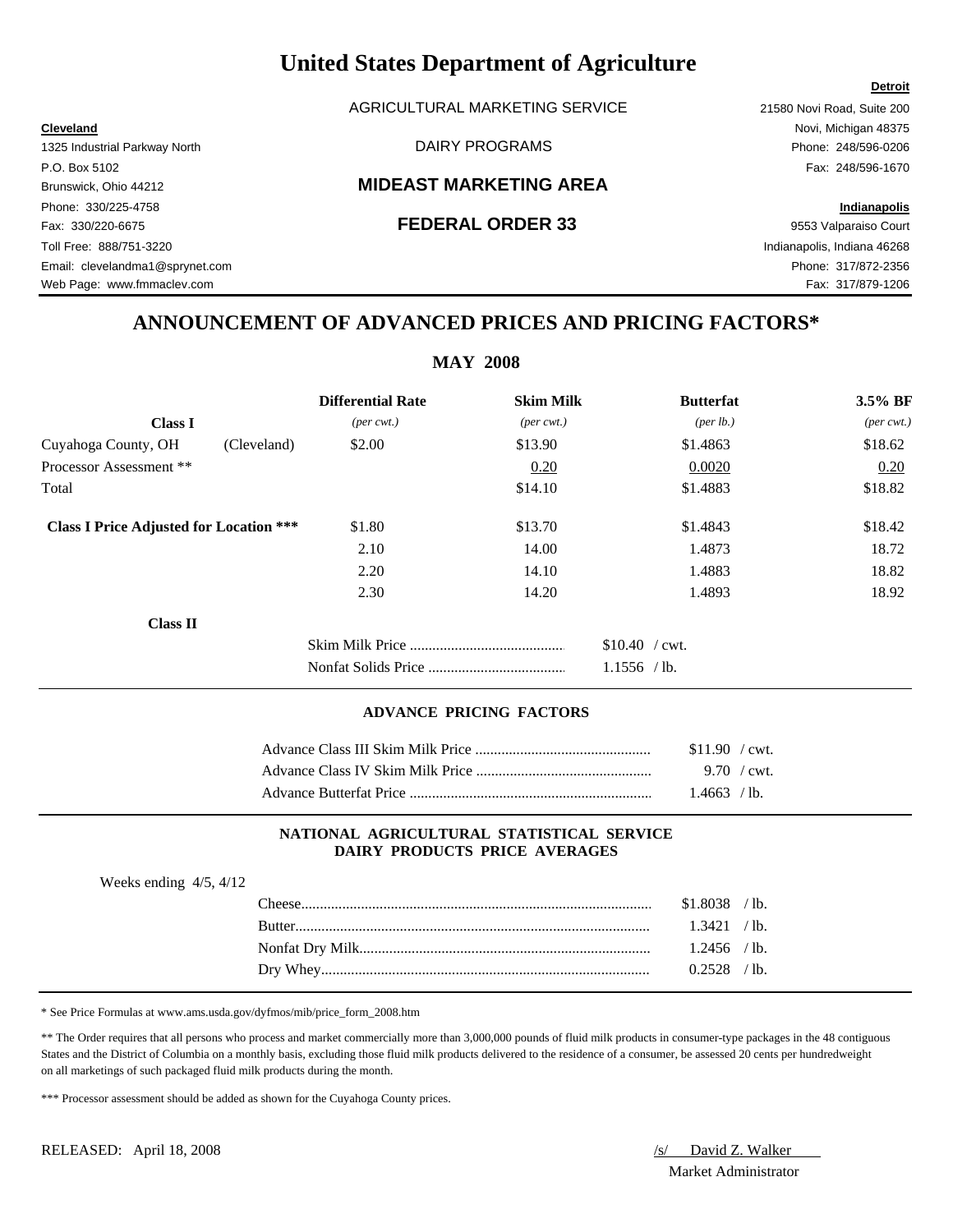# United States Department of Agriculture

AGRICULTURAL MARKETING SERVICE

DAIRY PROGRAMS

## MIDEAST MARKETING AREA

## FEDERAL ORDER 33

**Cleveland**
1325 Industrial Parkway North
P.O. Box 5102
Brunswick, Ohio 44212
Phone: 330/225-4758
Fax: 330/220-6675
Toll Free: 888/751-3220
Email: clevelandma1@sprynet.com
Web Page: www.fmmaclev.com

**Detroit**
21580 Novi Road, Suite 200
Novi, Michigan 48375
Phone: 248/596-0206
Fax: 248/596-1670

**Indianapolis**
9553 Valparaiso Court
Indianapolis, Indiana 46268
Phone: 317/872-2356
Fax: 317/879-1206

## ANNOUNCEMENT OF ADVANCED PRICES AND PRICING FACTORS*

### MAY 2008

| Class I | | Differential Rate *(per cwt.)* | Skim Milk *(per cwt.)* | Butterfat *(per lb.)* | 3.5% BF *(per cwt.)* |
|---|---|---|---|---|---|
| Cuyahoga County, OH | (Cleveland) | $2.00 | $13.90 | $1.4863 | $18.62 |
| Processor Assessment ** | | | 0.20 | 0.0020 | 0.20 |
| Total | | | $14.10 | $1.4883 | $18.82 |
| **Class I Price Adjusted for Location *** ** | | $1.80 | $13.70 | $1.4843 | $18.42 |
| | | 2.10 | 14.00 | 1.4873 | 18.72 |
| | | 2.20 | 14.10 | 1.4883 | 18.82 |
| | | 2.30 | 14.20 | 1.4893 | 18.92 |

**Class II**

| | |
|---|---|
| Skim Milk Price | $10.40 / cwt. |
| Nonfat Solids Price | 1.1556 / lb. |

### ADVANCE PRICING FACTORS

| | |
|---|---|
| Advance Class III Skim Milk Price | $11.90 / cwt. |
| Advance Class IV Skim Milk Price | 9.70 / cwt. |
| Advance Butterfat Price | 1.4663 / lb. |

### NATIONAL AGRICULTURAL STATISTICAL SERVICE DAIRY PRODUCTS PRICE AVERAGES

Weeks ending 4/5, 4/12

| | |
|---|---|
| Cheese | $1.8038 / lb. |
| Butter | 1.3421 / lb. |
| Nonfat Dry Milk | 1.2456 / lb. |
| Dry Whey | 0.2528 / lb. |

\* See Price Formulas at www.ams.usda.gov/dyfmos/mib/price_form_2008.htm

** The Order requires that all persons who process and market commercially more than 3,000,000 pounds of fluid milk products in consumer-type packages in the 48 contiguous States and the District of Columbia on a monthly basis, excluding those fluid milk products delivered to the residence of a consumer, be assessed 20 cents per hundredweight on all marketings of such packaged fluid milk products during the month.

*** Processor assessment should be added as shown for the Cuyahoga County prices.

RELEASED: April 18, 2008

/s/ David Z. Walker
Market Administrator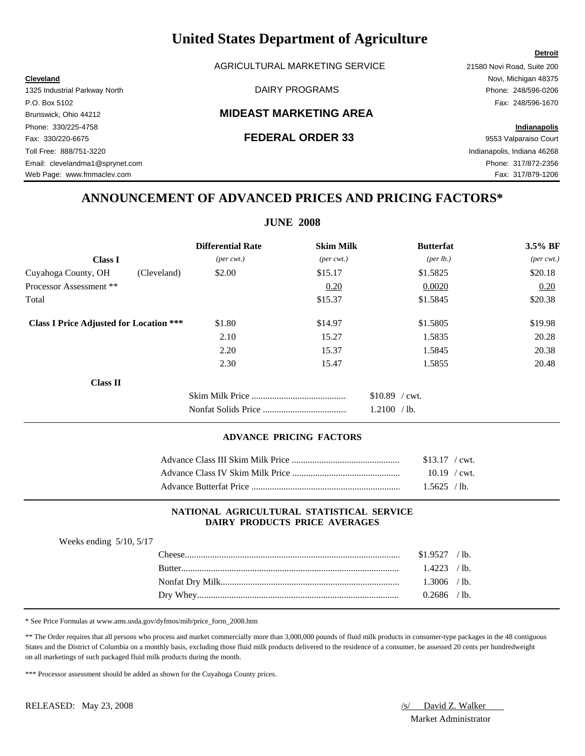# United States Department of Agriculture

AGRICULTURAL MARKETING SERVICE

DAIRY PROGRAMS

## MIDEAST MARKETING AREA

## FEDERAL ORDER 33

**Cleveland**
1325 Industrial Parkway North
P.O. Box 5102
Brunswick, Ohio 44212
Phone: 330/225-4758
Fax: 330/220-6675
Toll Free: 888/751-3220
Email: clevelandma1@sprynet.com
Web Page: www.fmmaclev.com

**Detroit**
21580 Novi Road, Suite 200
Novi, Michigan 48375
Phone: 248/596-0206
Fax: 248/596-1670

**Indianapolis**
9553 Valparaiso Court
Indianapolis, Indiana 46268
Phone: 317/872-2356
Fax: 317/879-1206

## ANNOUNCEMENT OF ADVANCED PRICES AND PRICING FACTORS*

### JUNE 2008

| **Class I** | | Differential Rate *(per cwt.)* | Skim Milk *(per cwt.)* | Butterfat *(per lb.)* | 3.5% BF *(per cwt.)* |
|---|---|---|---|---|---|
| Cuyahoga County, OH | (Cleveland) | $2.00 | $15.17 | $1.5825 | $20.18 |
| Processor Assessment ** | | | 0.20 | 0.0020 | 0.20 |
| Total | | | $15.37 | $1.5845 | $20.38 |
| **Class I Price Adjusted for Location ***** | | $1.80 | $14.97 | $1.5805 | $19.98 |
| | | 2.10 | 15.27 | 1.5835 | 20.28 |
| | | 2.20 | 15.37 | 1.5845 | 20.38 |
| | | 2.30 | 15.47 | 1.5855 | 20.48 |

**Class II**

| | |
|---|---|
| Skim Milk Price | $10.89 / cwt. |
| Nonfat Solids Price | 1.2100 / lb. |

### ADVANCE PRICING FACTORS

| | |
|---|---|
| Advance Class III Skim Milk Price | $13.17 / cwt. |
| Advance Class IV Skim Milk Price | 10.19 / cwt. |
| Advance Butterfat Price | 1.5625 / lb. |

### NATIONAL AGRICULTURAL STATISTICAL SERVICE DAIRY PRODUCTS PRICE AVERAGES

Weeks ending 5/10, 5/17

| | |
|---|---|
| Cheese | $1.9527 / lb. |
| Butter | 1.4223 / lb. |
| Nonfat Dry Milk | 1.3006 / lb. |
| Dry Whey | 0.2686 / lb. |

* See Price Formulas at www.ams.usda.gov/dyfmos/mib/price_form_2008.htm

** The Order requires that all persons who process and market commercially more than 3,000,000 pounds of fluid milk products in consumer-type packages in the 48 contiguous States and the District of Columbia on a monthly basis, excluding those fluid milk products delivered to the residence of a consumer, be assessed 20 cents per hundredweight on all marketings of such packaged fluid milk products during the month.

*** Processor assessment should be added as shown for the Cuyahoga County prices.

RELEASED: May 23, 2008

/s/ David Z. Walker
Market Administrator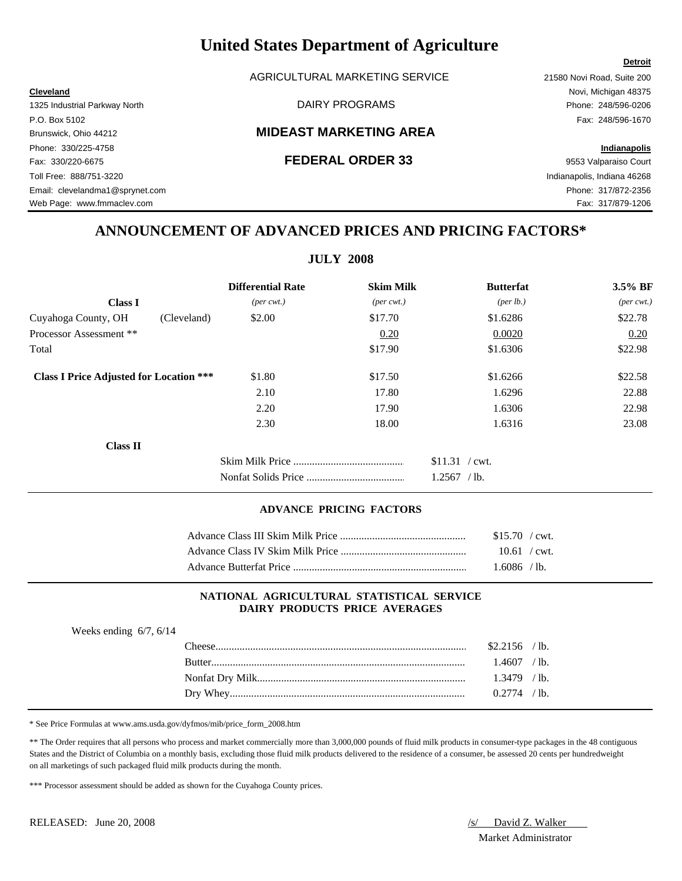# United States Department of Agriculture

AGRICULTURAL MARKETING SERVICE

DAIRY PROGRAMS

## MIDEAST MARKETING AREA

## FEDERAL ORDER 33

**Cleveland**
1325 Industrial Parkway North
P.O. Box 5102
Brunswick, Ohio 44212
Phone: 330/225-4758
Fax: 330/220-6675
Toll Free: 888/751-3220
Email: clevelandma1@sprynet.com
Web Page: www.fmmaclev.com

**Detroit**
21580 Novi Road, Suite 200
Novi, Michigan 48375
Phone: 248/596-0206
Fax: 248/596-1670

**Indianapolis**
9553 Valparaiso Court
Indianapolis, Indiana 46268
Phone: 317/872-2356
Fax: 317/879-1206

## ANNOUNCEMENT OF ADVANCED PRICES AND PRICING FACTORS*

### JULY 2008

| **Class I** | | Differential Rate *(per cwt.)* | Skim Milk *(per cwt.)* | Butterfat *(per lb.)* | 3.5% BF *(per cwt.)* |
|---|---|---|---|---|---|
| Cuyahoga County, OH | (Cleveland) | $2.00 | $17.70 | $1.6286 | $22.78 |
| Processor Assessment ** | | | 0.20 | 0.0020 | 0.20 |
| Total | | | $17.90 | $1.6306 | $22.98 |
| **Class I Price Adjusted for Location \*\*\*** | | $1.80 | $17.50 | $1.6266 | $22.58 |
| | | 2.10 | 17.80 | 1.6296 | 22.88 |
| | | 2.20 | 17.90 | 1.6306 | 22.98 |
| | | 2.30 | 18.00 | 1.6316 | 23.08 |

**Class II**

| | |
|---|---|
| Skim Milk Price | $11.31 / cwt. |
| Nonfat Solids Price | 1.2567 / lb. |

#### ADVANCE PRICING FACTORS

| | |
|---|---|
| Advance Class III Skim Milk Price | $15.70 / cwt. |
| Advance Class IV Skim Milk Price | 10.61 / cwt. |
| Advance Butterfat Price | 1.6086 / lb. |

#### NATIONAL AGRICULTURAL STATISTICAL SERVICE DAIRY PRODUCTS PRICE AVERAGES

Weeks ending 6/7, 6/14

| | |
|---|---|
| Cheese | $2.2156 / lb. |
| Butter | 1.4607 / lb. |
| Nonfat Dry Milk | 1.3479 / lb. |
| Dry Whey | 0.2774 / lb. |

* See Price Formulas at www.ams.usda.gov/dyfmos/mib/price_form_2008.htm

** The Order requires that all persons who process and market commercially more than 3,000,000 pounds of fluid milk products in consumer-type packages in the 48 contiguous States and the District of Columbia on a monthly basis, excluding those fluid milk products delivered to the residence of a consumer, be assessed 20 cents per hundredweight on all marketings of such packaged fluid milk products during the month.

*** Processor assessment should be added as shown for the Cuyahoga County prices.

RELEASED: June 20, 2008

/s/ David Z. Walker
Market Administrator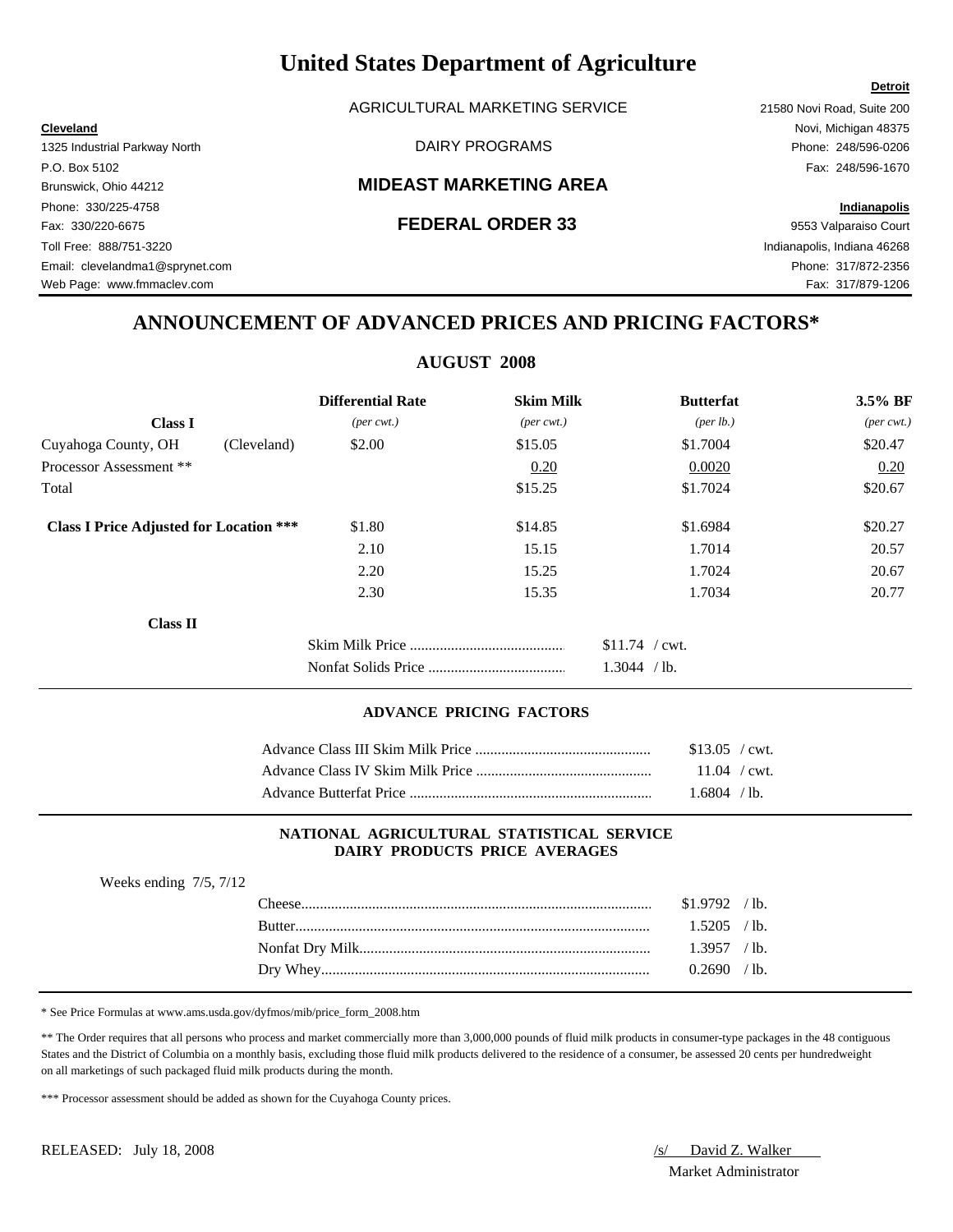# United States Department of Agriculture

AGRICULTURAL MARKETING SERVICE

DAIRY PROGRAMS

## MIDEAST MARKETING AREA

## FEDERAL ORDER 33

**Cleveland**
1325 Industrial Parkway North
P.O. Box 5102
Brunswick, Ohio 44212
Phone: 330/225-4758
Fax: 330/220-6675
Toll Free: 888/751-3220
Email: clevelandma1@sprynet.com
Web Page: www.fmmaclev.com

**Detroit**
21580 Novi Road, Suite 200
Novi, Michigan 48375
Phone: 248/596-0206
Fax: 248/596-1670

**Indianapolis**
9553 Valparaiso Court
Indianapolis, Indiana 46268
Phone: 317/872-2356
Fax: 317/879-1206

## ANNOUNCEMENT OF ADVANCED PRICES AND PRICING FACTORS*

### AUGUST 2008

| **Class I** | | **Differential Rate** *(per cwt.)* | **Skim Milk** *(per cwt.)* | **Butterfat** *(per lb.)* | **3.5% BF** *(per cwt.)* |
|---|---|---|---|---|---|
| Cuyahoga County, OH | (Cleveland) | $2.00 | $15.05 | $1.7004 | $20.47 |
| Processor Assessment ** | | | 0.20 | 0.0020 | 0.20 |
| Total | | | $15.25 | $1.7024 | $20.67 |
| **Class I Price Adjusted for Location *** ** | | $1.80 | $14.85 | $1.6984 | $20.27 |
| | | 2.10 | 15.15 | 1.7014 | 20.57 |
| | | 2.20 | 15.25 | 1.7024 | 20.67 |
| | | 2.30 | 15.35 | 1.7034 | 20.77 |

**Class II**

| | |
|---|---|
| Skim Milk Price | $11.74 / cwt. |
| Nonfat Solids Price | 1.3044 / lb. |

### ADVANCE PRICING FACTORS

| | |
|---|---|
| Advance Class III Skim Milk Price | $13.05 / cwt. |
| Advance Class IV Skim Milk Price | 11.04 / cwt. |
| Advance Butterfat Price | 1.6804 / lb. |

### NATIONAL AGRICULTURAL STATISTICAL SERVICE DAIRY PRODUCTS PRICE AVERAGES

Weeks ending 7/5, 7/12

| | |
|---|---|
| Cheese | $1.9792 / lb. |
| Butter | 1.5205 / lb. |
| Nonfat Dry Milk | 1.3957 / lb. |
| Dry Whey | 0.2690 / lb. |

* See Price Formulas at www.ams.usda.gov/dyfmos/mib/price_form_2008.htm

** The Order requires that all persons who process and market commercially more than 3,000,000 pounds of fluid milk products in consumer-type packages in the 48 contiguous States and the District of Columbia on a monthly basis, excluding those fluid milk products delivered to the residence of a consumer, be assessed 20 cents per hundredweight on all marketings of such packaged fluid milk products during the month.

*** Processor assessment should be added as shown for the Cuyahoga County prices.

RELEASED: July 18, 2008

/s/ David Z. Walker
Market Administrator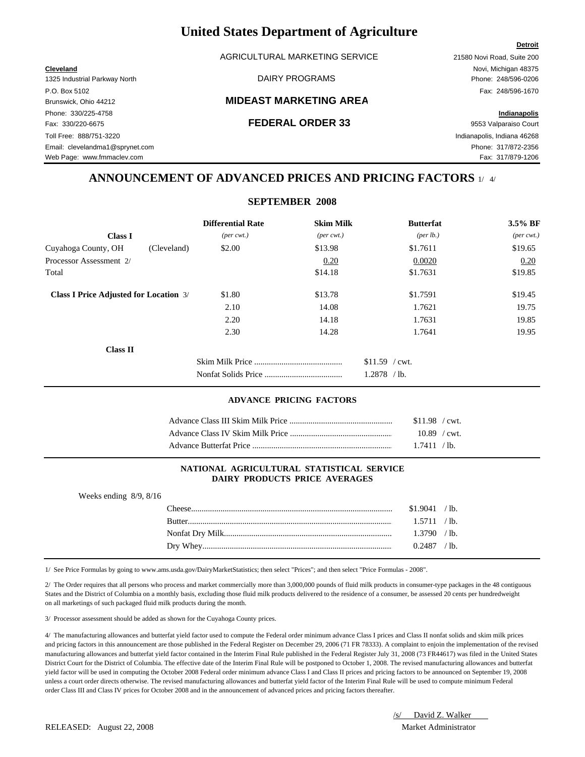# United States Department of Agriculture

AGRICULTURAL MARKETING SERVICE

DAIRY PROGRAMS

## MIDEAST MARKETING AREA

## FEDERAL ORDER 33

**Cleveland**
1325 Industrial Parkway North
P.O. Box 5102
Brunswick, Ohio 44212
Phone: 330/225-4758
Fax: 330/220-6675
Toll Free: 888/751-3220
Email: clevelandma1@sprynet.com
Web Page: www.fmmaclev.com

**Detroit**
21580 Novi Road, Suite 200
Novi, Michigan 48375
Phone: 248/596-0206
Fax: 248/596-1670

**Indianapolis**
9553 Valparaiso Court
Indianapolis, Indiana 46268
Phone: 317/872-2356
Fax: 317/879-1206

## ANNOUNCEMENT OF ADVANCED PRICES AND PRICING FACTORS 1/ 4/

### SEPTEMBER 2008

| **Class I** | | **Differential Rate** *(per cwt.)* | **Skim Milk** *(per cwt.)* | **Butterfat** *(per lb.)* | **3.5% BF** *(per cwt.)* |
|---|---|---|---|---|---|
| Cuyahoga County, OH | (Cleveland) | $2.00 | $13.98 | $1.7611 | $19.65 |
| Processor Assessment 2/ | | | 0.20 | 0.0020 | 0.20 |
| Total | | | $14.18 | $1.7631 | $19.85 |
| **Class I Price Adjusted for Location** 3/ | | $1.80 | $13.78 | $1.7591 | $19.45 |
| | | 2.10 | 14.08 | 1.7621 | 19.75 |
| | | 2.20 | 14.18 | 1.7631 | 19.85 |
| | | 2.30 | 14.28 | 1.7641 | 19.95 |

**Class II**

| | |
|---|---|
| Skim Milk Price | $11.59 / cwt. |
| Nonfat Solids Price | 1.2878 / lb. |

#### ADVANCE PRICING FACTORS

| | |
|---|---|
| Advance Class III Skim Milk Price | $11.98 / cwt. |
| Advance Class IV Skim Milk Price | 10.89 / cwt. |
| Advance Butterfat Price | 1.7411 / lb. |

#### NATIONAL AGRICULTURAL STATISTICAL SERVICE DAIRY PRODUCTS PRICE AVERAGES

Weeks ending 8/9, 8/16

| | |
|---|---|
| Cheese | $1.9041 / lb. |
| Butter | 1.5711 / lb. |
| Nonfat Dry Milk | 1.3790 / lb. |
| Dry Whey | 0.2487 / lb. |

1/ See Price Formulas by going to www.ams.usda.gov/DairyMarketStatistics; then select "Prices"; and then select "Price Formulas - 2008".

2/ The Order requires that all persons who process and market commercially more than 3,000,000 pounds of fluid milk products in consumer-type packages in the 48 contiguous States and the District of Columbia on a monthly basis, excluding those fluid milk products delivered to the residence of a consumer, be assessed 20 cents per hundredweight on all marketings of such packaged fluid milk products during the month.

3/ Processor assessment should be added as shown for the Cuyahoga County prices.

4/ The manufacturing allowances and butterfat yield factor used to compute the Federal order minimum advance Class I prices and Class II nonfat solids and skim milk prices and pricing factors in this announcement are those published in the Federal Register on December 29, 2006 (71 FR 78333). A complaint to enjoin the implementation of the revised manufacturing allowances and butterfat yield factor contained in the Interim Final Rule published in the Federal Register July 31, 2008 (73 FR44617) was filed in the United States District Court for the District of Columbia. The effective date of the Interim Final Rule will be postponed to October 1, 2008. The revised manufacturing allowances and butterfat yield factor will be used in computing the October 2008 Federal order minimum advance Class I and Class II prices and pricing factors to be announced on September 19, 2008 unless a court order directs otherwise. The revised manufacturing allowances and butterfat yield factor of the Interim Final Rule will be used to compute minimum Federal order Class III and Class IV prices for October 2008 and in the announcement of advanced prices and pricing factors thereafter.

RELEASED: August 22, 2008

/s/ David Z. Walker
Market Administrator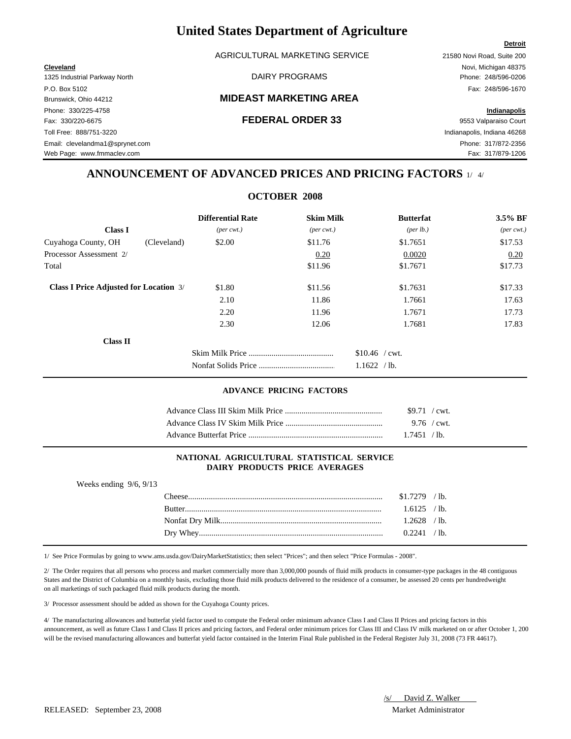# United States Department of Agriculture

AGRICULTURAL MARKETING SERVICE

DAIRY PROGRAMS

## MIDEAST MARKETING AREA

## FEDERAL ORDER 33

**Cleveland**
1325 Industrial Parkway North
P.O. Box 5102
Brunswick, Ohio 44212
Phone: 330/225-4758
Fax: 330/220-6675
Toll Free: 888/751-3220
Email: clevelandma1@sprynet.com
Web Page: www.fmmaclev.com

**Detroit**
21580 Novi Road, Suite 200
Novi, Michigan 48375
Phone: 248/596-0206
Fax: 248/596-1670

**Indianapolis**
9553 Valparaiso Court
Indianapolis, Indiana 46268
Phone: 317/872-2356
Fax: 317/879-1206

## ANNOUNCEMENT OF ADVANCED PRICES AND PRICING FACTORS 1/ 4/

### OCTOBER 2008

| Class I | | Differential Rate *(per cwt.)* | Skim Milk *(per cwt.)* | Butterfat *(per lb.)* | 3.5% BF *(per cwt.)* |
|---|---|---|---|---|---|
| Cuyahoga County, OH | (Cleveland) | $2.00 | $11.76 | $1.7651 | $17.53 |
| Processor Assessment 2/ | | | 0.20 | 0.0020 | 0.20 |
| Total | | | $11.96 | $1.7671 | $17.73 |
| **Class I Price Adjusted for Location** 3/ | | $1.80 | $11.56 | $1.7631 | $17.33 |
| | | 2.10 | 11.86 | 1.7661 | 17.63 |
| | | 2.20 | 11.96 | 1.7671 | 17.73 |
| | | 2.30 | 12.06 | 1.7681 | 17.83 |

**Class II**

| | |
|---|---|
| Skim Milk Price | $10.46 / cwt. |
| Nonfat Solids Price | 1.1622 / lb. |

#### ADVANCE PRICING FACTORS

| | |
|---|---|
| Advance Class III Skim Milk Price | $9.71 / cwt. |
| Advance Class IV Skim Milk Price | 9.76 / cwt. |
| Advance Butterfat Price | 1.7451 / lb. |

#### NATIONAL AGRICULTURAL STATISTICAL SERVICE DAIRY PRODUCTS PRICE AVERAGES

Weeks ending 9/6, 9/13

| | |
|---|---|
| Cheese | $1.7279 / lb. |
| Butter | 1.6125 / lb. |
| Nonfat Dry Milk | 1.2628 / lb. |
| Dry Whey | 0.2241 / lb. |

1/ See Price Formulas by going to www.ams.usda.gov/DairyMarketStatistics; then select "Prices"; and then select "Price Formulas - 2008".

2/ The Order requires that all persons who process and market commercially more than 3,000,000 pounds of fluid milk products in consumer-type packages in the 48 contiguous States and the District of Columbia on a monthly basis, excluding those fluid milk products delivered to the residence of a consumer, be assessed 20 cents per hundredweight on all marketings of such packaged fluid milk products during the month.

3/ Processor assessment should be added as shown for the Cuyahoga County prices.

4/ The manufacturing allowances and butterfat yield factor used to compute the Federal order minimum advance Class I and Class II Prices and pricing factors in this announcement, as well as future Class I and Class II prices and pricing factors, and Federal order minimum prices for Class III and Class IV milk marketed on or after October 1, 200 will be the revised manufacturing allowances and butterfat yield factor contained in the Interim Final Rule published in the Federal Register July 31, 2008 (73 FR 44617).

RELEASED: September 23, 2008

/s/ David Z. Walker
Market Administrator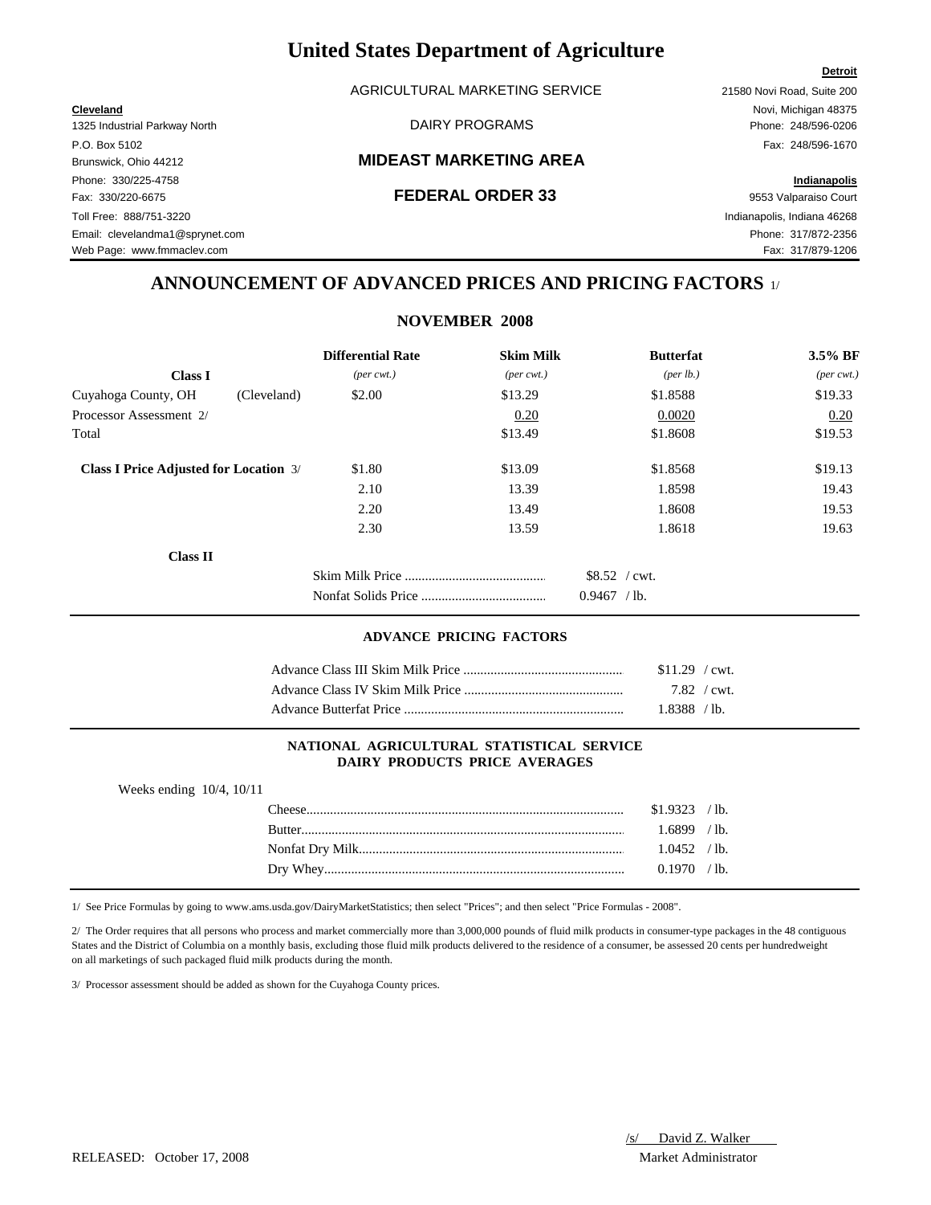# United States Department of Agriculture

AGRICULTURAL MARKETING SERVICE

DAIRY PROGRAMS

## MIDEAST MARKETING AREA

## FEDERAL ORDER 33

**Cleveland**
1325 Industrial Parkway North
P.O. Box 5102
Brunswick, Ohio 44212
Phone: 330/225-4758
Fax: 330/220-6675
Toll Free: 888/751-3220
Email: clevelandma1@sprynet.com
Web Page: www.fmmaclev.com

**Detroit**
21580 Novi Road, Suite 200
Novi, Michigan 48375
Phone: 248/596-0206
Fax: 248/596-1670

**Indianapolis**
9553 Valparaiso Court
Indianapolis, Indiana 46268
Phone: 317/872-2356
Fax: 317/879-1206

## ANNOUNCEMENT OF ADVANCED PRICES AND PRICING FACTORS 1/

### NOVEMBER 2008

| **Class I** | | **Differential Rate** *(per cwt.)* | **Skim Milk** *(per cwt.)* | **Butterfat** *(per lb.)* | **3.5% BF** *(per cwt.)* |
|---|---|---|---|---|---|
| Cuyahoga County, OH | (Cleveland) | $2.00 | $13.29 | $1.8588 | $19.33 |
| Processor Assessment 2/ | | | 0.20 | 0.0020 | 0.20 |
| Total | | | $13.49 | $1.8608 | $19.53 |
| **Class I Price Adjusted for Location** 3/ | | $1.80 | $13.09 | $1.8568 | $19.13 |
| | | 2.10 | 13.39 | 1.8598 | 19.43 |
| | | 2.20 | 13.49 | 1.8608 | 19.53 |
| | | 2.30 | 13.59 | 1.8618 | 19.63 |

**Class II**

| | |
|---|---|
| Skim Milk Price | $8.52 / cwt. |
| Nonfat Solids Price | 0.9467 / lb. |

### ADVANCE PRICING FACTORS

| | |
|---|---|
| Advance Class III Skim Milk Price | $11.29 / cwt. |
| Advance Class IV Skim Milk Price | 7.82 / cwt. |
| Advance Butterfat Price | 1.8388 / lb. |

### NATIONAL AGRICULTURAL STATISTICAL SERVICE DAIRY PRODUCTS PRICE AVERAGES

Weeks ending 10/4, 10/11

| | |
|---|---|
| Cheese | $1.9323 / lb. |
| Butter | 1.6899 / lb. |
| Nonfat Dry Milk | 1.0452 / lb. |
| Dry Whey | 0.1970 / lb. |

1/ See Price Formulas by going to www.ams.usda.gov/DairyMarketStatistics; then select "Prices"; and then select "Price Formulas - 2008".

2/ The Order requires that all persons who process and market commercially more than 3,000,000 pounds of fluid milk products in consumer-type packages in the 48 contiguous States and the District of Columbia on a monthly basis, excluding those fluid milk products delivered to the residence of a consumer, be assessed 20 cents per hundredweight on all marketings of such packaged fluid milk products during the month.

3/ Processor assessment should be added as shown for the Cuyahoga County prices.

RELEASED: October 17, 2008

/s/ David Z. Walker
Market Administrator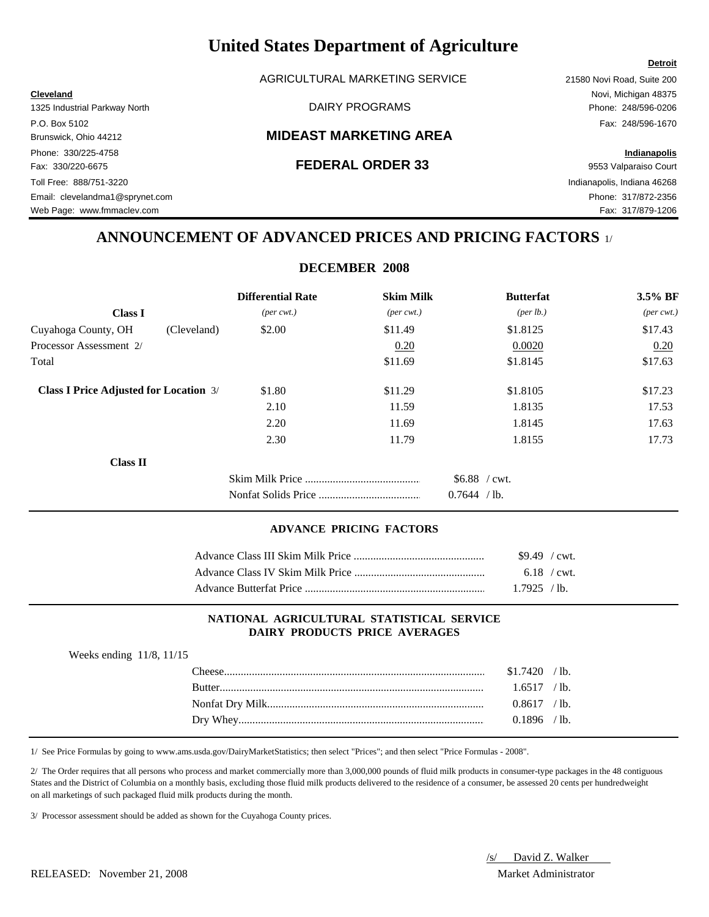# United States Department of Agriculture

AGRICULTURAL MARKETING SERVICE

DAIRY PROGRAMS

## MIDEAST MARKETING AREA

## FEDERAL ORDER 33

**Cleveland**
1325 Industrial Parkway North
P.O. Box 5102
Brunswick, Ohio 44212
Phone: 330/225-4758
Fax: 330/220-6675
Toll Free: 888/751-3220
Email: clevelandma1@sprynet.com
Web Page: www.fmmaclev.com

**Detroit**
21580 Novi Road, Suite 200
Novi, Michigan 48375
Phone: 248/596-0206
Fax: 248/596-1670

**Indianapolis**
9553 Valparaiso Court
Indianapolis, Indiana 46268
Phone: 317/872-2356
Fax: 317/879-1206

## ANNOUNCEMENT OF ADVANCED PRICES AND PRICING FACTORS 1/

### DECEMBER 2008

| Class I | | Differential Rate *(per cwt.)* | Skim Milk *(per cwt.)* | Butterfat *(per lb.)* | 3.5% BF *(per cwt.)* |
|---|---|---|---|---|---|
| Cuyahoga County, OH | (Cleveland) | $2.00 | $11.49 | $1.8125 | $17.43 |
| Processor Assessment 2/ | | | 0.20 | 0.0020 | 0.20 |
| Total | | | $11.69 | $1.8145 | $17.63 |
| **Class I Price Adjusted for Location** 3/ | | $1.80 | $11.29 | $1.8105 | $17.23 |
| | | 2.10 | 11.59 | 1.8135 | 17.53 |
| | | 2.20 | 11.69 | 1.8145 | 17.63 |
| | | 2.30 | 11.79 | 1.8155 | 17.73 |

**Class II**

| | | |
|---|---|---|
| Skim Milk Price | $6.88 | / cwt. |
| Nonfat Solids Price | 0.7644 | / lb. |

#### ADVANCE PRICING FACTORS

| | | |
|---|---|---|
| Advance Class III Skim Milk Price | $9.49 | / cwt. |
| Advance Class IV Skim Milk Price | 6.18 | / cwt. |
| Advance Butterfat Price | 1.7925 | / lb. |

#### NATIONAL AGRICULTURAL STATISTICAL SERVICE DAIRY PRODUCTS PRICE AVERAGES

Weeks ending 11/8, 11/15

| | | |
|---|---|---|
| Cheese | $1.7420 | / lb. |
| Butter | 1.6517 | / lb. |
| Nonfat Dry Milk | 0.8617 | / lb. |
| Dry Whey | 0.1896 | / lb. |

1/ See Price Formulas by going to www.ams.usda.gov/DairyMarketStatistics; then select "Prices"; and then select "Price Formulas - 2008".

2/ The Order requires that all persons who process and market commercially more than 3,000,000 pounds of fluid milk products in consumer-type packages in the 48 contiguous States and the District of Columbia on a monthly basis, excluding those fluid milk products delivered to the residence of a consumer, be assessed 20 cents per hundredweight on all marketings of such packaged fluid milk products during the month.

3/ Processor assessment should be added as shown for the Cuyahoga County prices.

RELEASED: November 21, 2008

/s/ David Z. Walker
Market Administrator